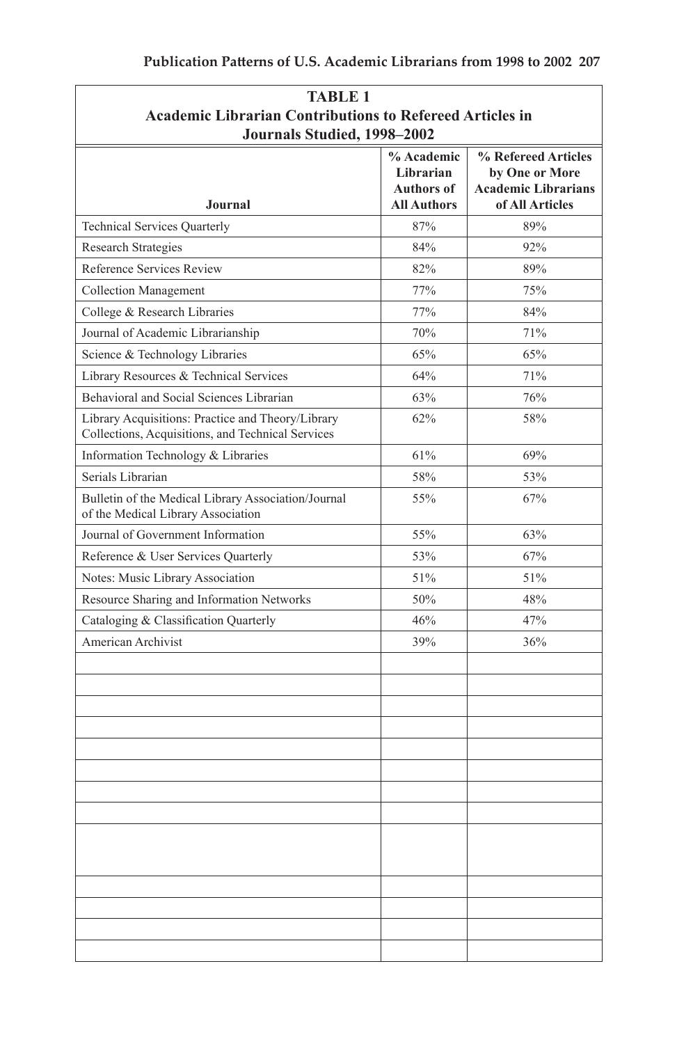**TABLE 1**
**Academic Librarian Contributions to Refereed Articles in Journals Studied, 1998–2002**

| Journal | % Academic Librarian Authors of All Authors | % Refereed Articles by One or More Academic Librarians of All Articles |
|---|---|---|
| Technical Services Quarterly | 87% | 89% |
| Research Strategies | 84% | 92% |
| Reference Services Review | 82% | 89% |
| Collection Management | 77% | 75% |
| College & Research Libraries | 77% | 84% |
| Journal of Academic Librarianship | 70% | 71% |
| Science & Technology Libraries | 65% | 65% |
| Library Resources & Technical Services | 64% | 71% |
| Behavioral and Social Sciences Librarian | 63% | 76% |
| Library Acquisitions: Practice and Theory/Library Collections, Acquisitions, and Technical Services | 62% | 58% |
| Information Technology & Libraries | 61% | 69% |
| Serials Librarian | 58% | 53% |
| Bulletin of the Medical Library Association/Journal of the Medical Library Association | 55% | 67% |
| Journal of Government Information | 55% | 63% |
| Reference & User Services Quarterly | 53% | 67% |
| Notes: Music Library Association | 51% | 51% |
| Resource Sharing and Information Networks | 50% | 48% |
| Cataloging & Classification Quarterly | 46% | 47% |
| American Archivist | 39% | 36% |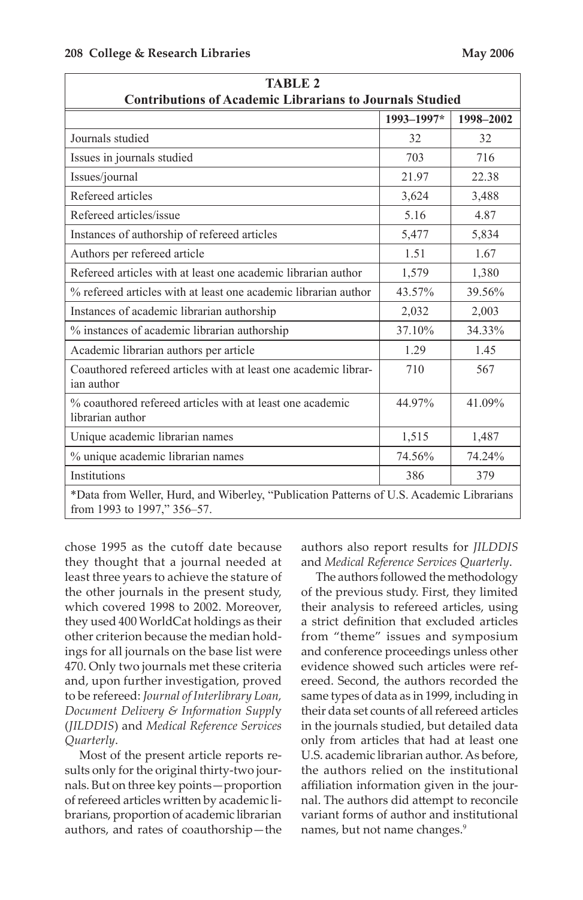**TABLE 2**
**Contributions of Academic Librarians to Journals Studied**

| | 1993–1997* | 1998–2002 |
|---|---|---|
| Journals studied | 32 | 32 |
| Issues in journals studied | 703 | 716 |
| Issues/journal | 21.97 | 22.38 |
| Refereed articles | 3,624 | 3,488 |
| Refereed articles/issue | 5.16 | 4.87 |
| Instances of authorship of refereed articles | 5,477 | 5,834 |
| Authors per refereed article | 1.51 | 1.67 |
| Refereed articles with at least one academic librarian author | 1,579 | 1,380 |
| % refereed articles with at least one academic librarian author | 43.57% | 39.56% |
| Instances of academic librarian authorship | 2,032 | 2,003 |
| % instances of academic librarian authorship | 37.10% | 34.33% |
| Academic librarian authors per article | 1.29 | 1.45 |
| Coauthored refereed articles with at least one academic librarian author | 710 | 567 |
| % coauthored refereed articles with at least one academic librarian author | 44.97% | 41.09% |
| Unique academic librarian names | 1,515 | 1,487 |
| % unique academic librarian names | 74.56% | 74.24% |
| Institutions | 386 | 379 |

*Data from Weller, Hurd, and Wiberley, "Publication Patterns of U.S. Academic Librarians from 1993 to 1997," 356–57.

chose 1995 as the cutoff date because they thought that a journal needed at least three years to achieve the stature of the other journals in the present study, which covered 1998 to 2002. Moreover, they used 400 WorldCat holdings as their other criterion because the median holdings for all journals on the base list were 470. Only two journals met these criteria and, upon further investigation, proved to be refereed: *Journal of Interlibrary Loan, Document Delivery & Information Supply* (*JILDDIS*) and *Medical Reference Services Quarterly*.

Most of the present article reports results only for the original thirty-two journals. But on three key points—proportion of refereed articles written by academic librarians, proportion of academic librarian authors, and rates of coauthorship—the authors also report results for *JILDDIS* and *Medical Reference Services Quarterly*.

The authors followed the methodology of the previous study. First, they limited their analysis to refereed articles, using a strict definition that excluded articles from "theme" issues and symposium and conference proceedings unless other evidence showed such articles were refereed. Second, the authors recorded the same types of data as in 1999, including in their data set counts of all refereed articles in the journals studied, but detailed data only from articles that had at least one U.S. academic librarian author. As before, the authors relied on the institutional affiliation information given in the journal. The authors did attempt to reconcile variant forms of author and institutional names, but not name changes.[9]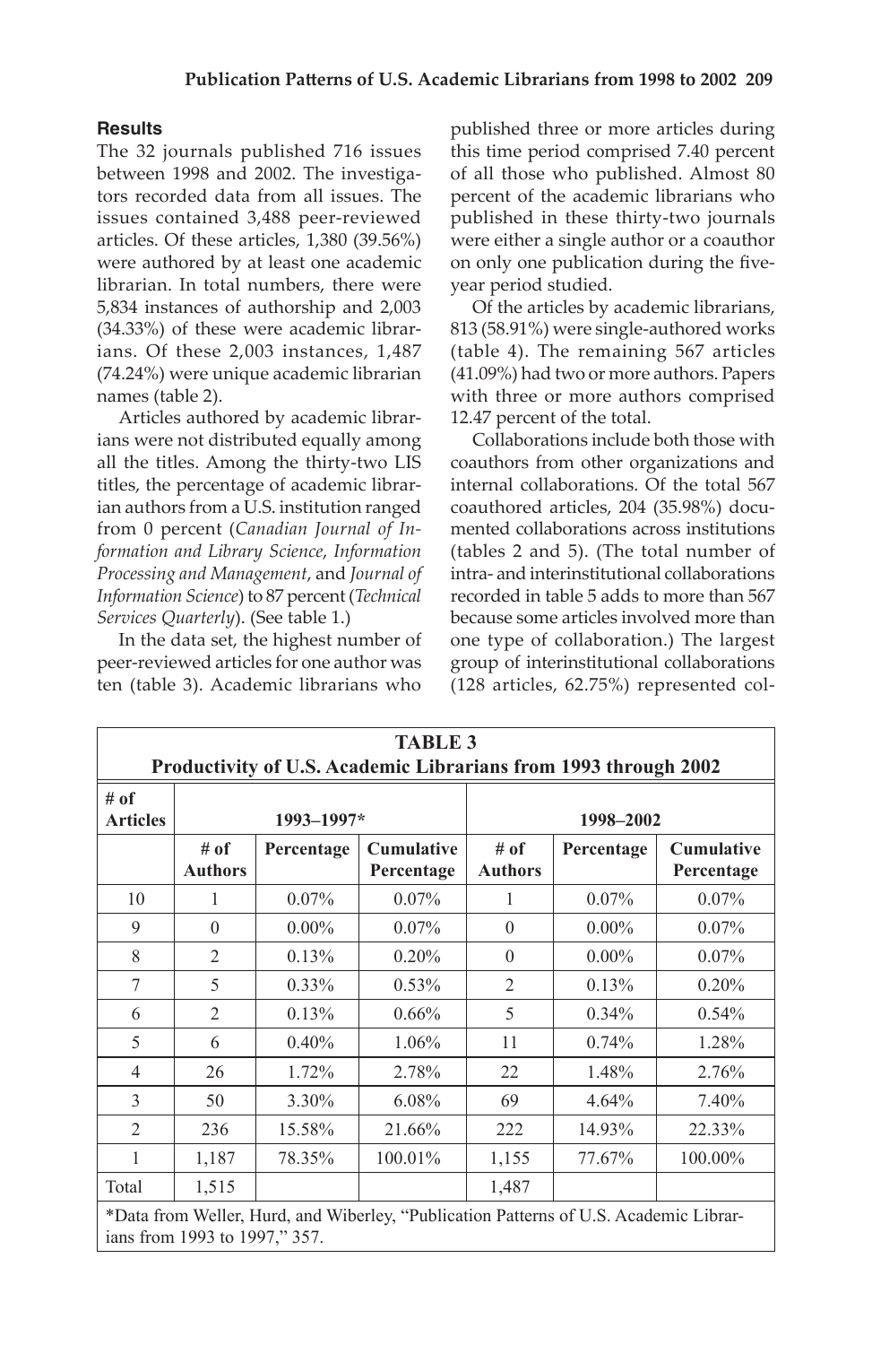### Results

The 32 journals published 716 issues between 1998 and 2002. The investigators recorded data from all issues. The issues contained 3,488 peer-reviewed articles. Of these articles, 1,380 (39.56%) were authored by at least one academic librarian. In total numbers, there were 5,834 instances of authorship and 2,003 (34.33%) of these were academic librarians. Of these 2,003 instances, 1,487 (74.24%) were unique academic librarian names (table 2).

Articles authored by academic librarians were not distributed equally among all the titles. Among the thirty-two LIS titles, the percentage of academic librarian authors from a U.S. institution ranged from 0 percent (*Canadian Journal of Information and Library Science*, *Information Processing and Management*, and *Journal of Information Science*) to 87 percent (*Technical Services Quarterly*). (See table 1.)

In the data set, the highest number of peer-reviewed articles for one author was ten (table 3). Academic librarians who published three or more articles during this time period comprised 7.40 percent of all those who published. Almost 80 percent of the academic librarians who published in these thirty-two journals were either a single author or a coauthor on only one publication during the five-year period studied.

Of the articles by academic librarians, 813 (58.91%) were single-authored works (table 4). The remaining 567 articles (41.09%) had two or more authors. Papers with three or more authors comprised 12.47 percent of the total.

Collaborations include both those with coauthors from other organizations and internal collaborations. Of the total 567 coauthored articles, 204 (35.98%) documented collaborations across institutions (tables 2 and 5). (The total number of intra- and interinstitutional collaborations recorded in table 5 adds to more than 567 because some articles involved more than one type of collaboration.) The largest group of interinstitutional collaborations (128 articles, 62.75%) represented col-

**TABLE 3**
**Productivity of U.S. Academic Librarians from 1993 through 2002**

| # of Articles | 1993–1997* | | | 1998–2002 | | |
|---|---|---|---|---|---|---|
| | # of Authors | Percentage | Cumulative Percentage | # of Authors | Percentage | Cumulative Percentage |
| 10 | 1 | 0.07% | 0.07% | 1 | 0.07% | 0.07% |
| 9 | 0 | 0.00% | 0.07% | 0 | 0.00% | 0.07% |
| 8 | 2 | 0.13% | 0.20% | 0 | 0.00% | 0.07% |
| 7 | 5 | 0.33% | 0.53% | 2 | 0.13% | 0.20% |
| 6 | 2 | 0.13% | 0.66% | 5 | 0.34% | 0.54% |
| 5 | 6 | 0.40% | 1.06% | 11 | 0.74% | 1.28% |
| 4 | 26 | 1.72% | 2.78% | 22 | 1.48% | 2.76% |
| 3 | 50 | 3.30% | 6.08% | 69 | 4.64% | 7.40% |
| 2 | 236 | 15.58% | 21.66% | 222 | 14.93% | 22.33% |
| 1 | 1,187 | 78.35% | 100.01% | 1,155 | 77.67% | 100.00% |
| Total | 1,515 | | | 1,487 | | |

*Data from Weller, Hurd, and Wiberley, "Publication Patterns of U.S. Academic Librarians from 1993 to 1997," 357.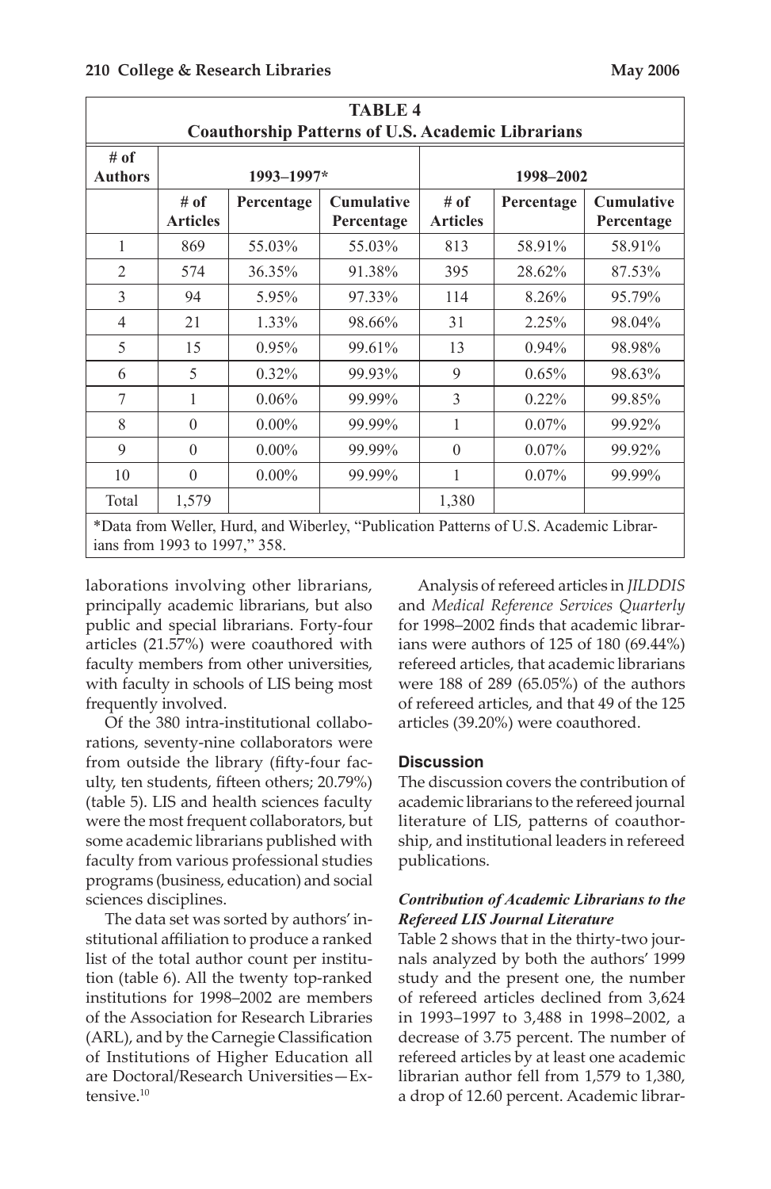**TABLE 4**
**Coauthorship Patterns of U.S. Academic Librarians**

| # of Authors | 1993–1997* | | | 1998–2002 | | |
|---|---|---|---|---|---|---|
| | # of Articles | Percentage | Cumulative Percentage | # of Articles | Percentage | Cumulative Percentage |
| 1 | 869 | 55.03% | 55.03% | 813 | 58.91% | 58.91% |
| 2 | 574 | 36.35% | 91.38% | 395 | 28.62% | 87.53% |
| 3 | 94 | 5.95% | 97.33% | 114 | 8.26% | 95.79% |
| 4 | 21 | 1.33% | 98.66% | 31 | 2.25% | 98.04% |
| 5 | 15 | 0.95% | 99.61% | 13 | 0.94% | 98.98% |
| 6 | 5 | 0.32% | 99.93% | 9 | 0.65% | 98.63% |
| 7 | 1 | 0.06% | 99.99% | 3 | 0.22% | 99.85% |
| 8 | 0 | 0.00% | 99.99% | 1 | 0.07% | 99.92% |
| 9 | 0 | 0.00% | 99.99% | 0 | 0.07% | 99.92% |
| 10 | 0 | 0.00% | 99.99% | 1 | 0.07% | 99.99% |
| Total | 1,579 | | | 1,380 | | |

*Data from Weller, Hurd, and Wiberley, "Publication Patterns of U.S. Academic Librarians from 1993 to 1997," 358.

laborations involving other librarians, principally academic librarians, but also public and special librarians. Forty-four articles (21.57%) were coauthored with faculty members from other universities, with faculty in schools of LIS being most frequently involved.

Of the 380 intra-institutional collaborations, seventy-nine collaborators were from outside the library (fifty-four faculty, ten students, fifteen others; 20.79%) (table 5). LIS and health sciences faculty were the most frequent collaborators, but some academic librarians published with faculty from various professional studies programs (business, education) and social sciences disciplines.

The data set was sorted by authors' institutional affiliation to produce a ranked list of the total author count per institution (table 6). All the twenty top-ranked institutions for 1998–2002 are members of the Association for Research Libraries (ARL), and by the Carnegie Classification of Institutions of Higher Education all are Doctoral/Research Universities—Extensive.[10]

Analysis of refereed articles in *JILDDIS* and *Medical Reference Services Quarterly* for 1998–2002 finds that academic librarians were authors of 125 of 180 (69.44%) refereed articles, that academic librarians were 188 of 289 (65.05%) of the authors of refereed articles, and that 49 of the 125 articles (39.20%) were coauthored.

## Discussion

The discussion covers the contribution of academic librarians to the refereed journal literature of LIS, patterns of coauthorship, and institutional leaders in refereed publications.

### *Contribution of Academic Librarians to the Refereed LIS Journal Literature*

Table 2 shows that in the thirty-two journals analyzed by both the authors' 1999 study and the present one, the number of refereed articles declined from 3,624 in 1993–1997 to 3,488 in 1998–2002, a decrease of 3.75 percent. The number of refereed articles by at least one academic librarian author fell from 1,579 to 1,380, a drop of 12.60 percent. Academic librar-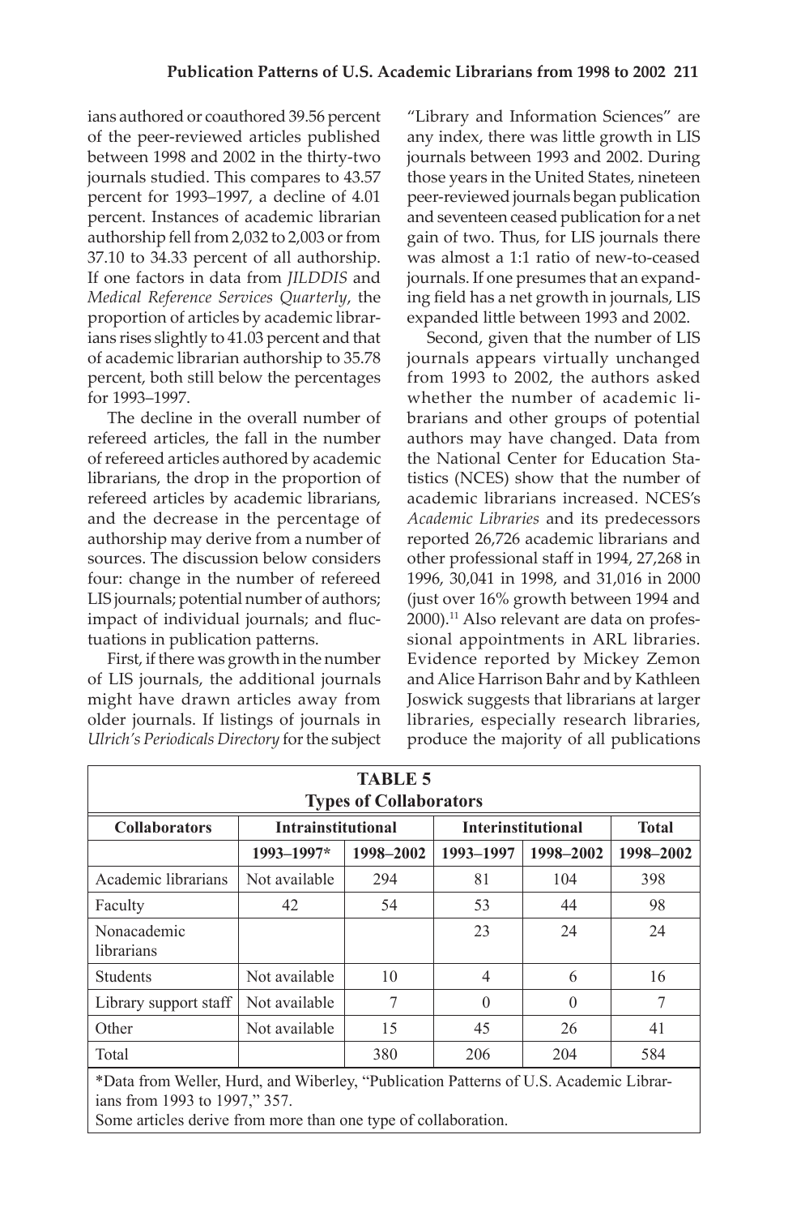ians authored or coauthored 39.56 percent of the peer-reviewed articles published between 1998 and 2002 in the thirty-two journals studied. This compares to 43.57 percent for 1993–1997, a decline of 4.01 percent. Instances of academic librarian authorship fell from 2,032 to 2,003 or from 37.10 to 34.33 percent of all authorship. If one factors in data from *JILDDIS* and *Medical Reference Services Quarterly*, the proportion of articles by academic librarians rises slightly to 41.03 percent and that of academic librarian authorship to 35.78 percent, both still below the percentages for 1993–1997.

The decline in the overall number of refereed articles, the fall in the number of refereed articles authored by academic librarians, the drop in the proportion of refereed articles by academic librarians, and the decrease in the percentage of authorship may derive from a number of sources. The discussion below considers four: change in the number of refereed LIS journals; potential number of authors; impact of individual journals; and fluctuations in publication patterns.

First, if there was growth in the number of LIS journals, the additional journals might have drawn articles away from older journals. If listings of journals in *Ulrich's Periodicals Directory* for the subject "Library and Information Sciences" are any index, there was little growth in LIS journals between 1993 and 2002. During those years in the United States, nineteen peer-reviewed journals began publication and seventeen ceased publication for a net gain of two. Thus, for LIS journals there was almost a 1:1 ratio of new-to-ceased journals. If one presumes that an expanding field has a net growth in journals, LIS expanded little between 1993 and 2002.

Second, given that the number of LIS journals appears virtually unchanged from 1993 to 2002, the authors asked whether the number of academic librarians and other groups of potential authors may have changed. Data from the National Center for Education Statistics (NCES) show that the number of academic librarians increased. NCES's *Academic Libraries* and its predecessors reported 26,726 academic librarians and other professional staff in 1994, 27,268 in 1996, 30,041 in 1998, and 31,016 in 2000 (just over 16% growth between 1994 and 2000).[11] Also relevant are data on professional appointments in ARL libraries. Evidence reported by Mickey Zemon and Alice Harrison Bahr and by Kathleen Joswick suggests that librarians at larger libraries, especially research libraries, produce the majority of all publications

**TABLE 5**
**Types of Collaborators**

| Collaborators | Intrainstitutional | | Interinstitutional | | Total |
|---|---|---|---|---|---|
| | 1993–1997* | 1998–2002 | 1993–1997 | 1998–2002 | 1998–2002 |
| Academic librarians | Not available | 294 | 81 | 104 | 398 |
| Faculty | 42 | 54 | 53 | 44 | 98 |
| Nonacademic librarians | | | 23 | 24 | 24 |
| Students | Not available | 10 | 4 | 6 | 16 |
| Library support staff | Not available | 7 | 0 | 0 | 7 |
| Other | Not available | 15 | 45 | 26 | 41 |
| Total | | 380 | 206 | 204 | 584 |

*Data from Weller, Hurd, and Wiberley, "Publication Patterns of U.S. Academic Librarians from 1993 to 1997," 357.
Some articles derive from more than one type of collaboration.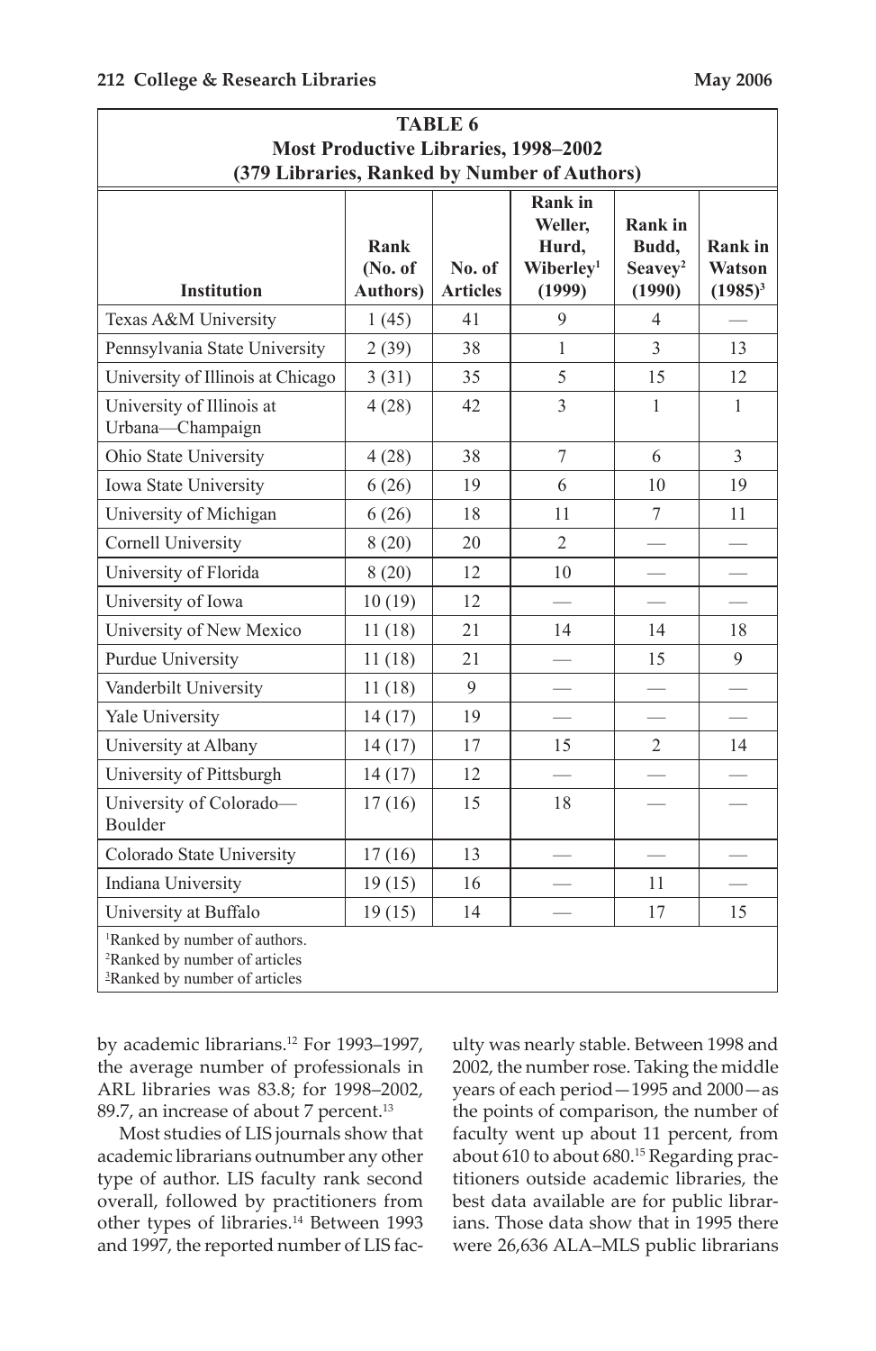**TABLE 6**
**Most Productive Libraries, 1998–2002**
**(379 Libraries, Ranked by Number of Authors)**

| Institution | Rank (No. of Authors) | No. of Articles | Rank in Weller, Hurd, Wiberley[1] (1999) | Rank in Budd, Seavey[2] (1990) | Rank in Watson (1985)[3] |
|---|---|---|---|---|---|
| Texas A&M University | 1 (45) | 41 | 9 | 4 | — |
| Pennsylvania State University | 2 (39) | 38 | 1 | 3 | 13 |
| University of Illinois at Chicago | 3 (31) | 35 | 5 | 15 | 12 |
| University of Illinois at Urbana—Champaign | 4 (28) | 42 | 3 | 1 | 1 |
| Ohio State University | 4 (28) | 38 | 7 | 6 | 3 |
| Iowa State University | 6 (26) | 19 | 6 | 10 | 19 |
| University of Michigan | 6 (26) | 18 | 11 | 7 | 11 |
| Cornell University | 8 (20) | 20 | 2 | — | — |
| University of Florida | 8 (20) | 12 | 10 | — | — |
| University of Iowa | 10 (19) | 12 | — | — | — |
| University of New Mexico | 11 (18) | 21 | 14 | 14 | 18 |
| Purdue University | 11 (18) | 21 | — | 15 | 9 |
| Vanderbilt University | 11 (18) | 9 | — | — | — |
| Yale University | 14 (17) | 19 | — | — | — |
| University at Albany | 14 (17) | 17 | 15 | 2 | 14 |
| University of Pittsburgh | 14 (17) | 12 | — | — | — |
| University of Colorado—Boulder | 17 (16) | 15 | 18 | — | — |
| Colorado State University | 17 (16) | 13 | — | — | — |
| Indiana University | 19 (15) | 16 | — | 11 | — |
| University at Buffalo | 19 (15) | 14 | — | 17 | 15 |

[1]Ranked by number of authors.
[2]Ranked by number of articles
[3]Ranked by number of articles

by academic librarians.[12] For 1993–1997, the average number of professionals in ARL libraries was 83.8; for 1998–2002, 89.7, an increase of about 7 percent.[13]

Most studies of LIS journals show that academic librarians outnumber any other type of author. LIS faculty rank second overall, followed by practitioners from other types of libraries.[14] Between 1993 and 1997, the reported number of LIS faculty was nearly stable. Between 1998 and 2002, the number rose. Taking the middle years of each period—1995 and 2000—as the points of comparison, the number of faculty went up about 11 percent, from about 610 to about 680.[15] Regarding practitioners outside academic libraries, the best data available are for public librarians. Those data show that in 1995 there were 26,636 ALA–MLS public librarians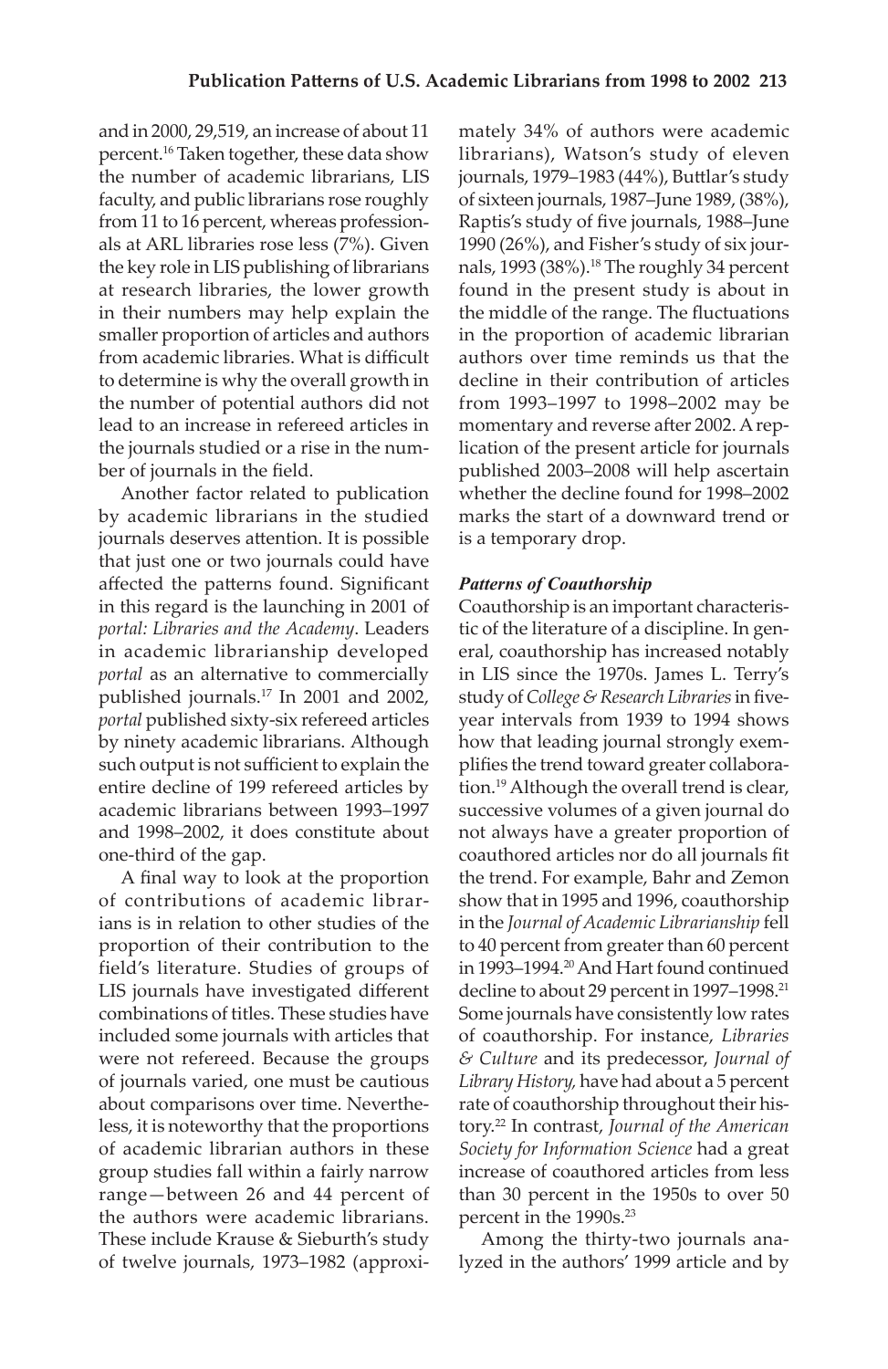and in 2000, 29,519, an increase of about 11 percent.[16] Taken together, these data show the number of academic librarians, LIS faculty, and public librarians rose roughly from 11 to 16 percent, whereas professionals at ARL libraries rose less (7%). Given the key role in LIS publishing of librarians at research libraries, the lower growth in their numbers may help explain the smaller proportion of articles and authors from academic libraries. What is difficult to determine is why the overall growth in the number of potential authors did not lead to an increase in refereed articles in the journals studied or a rise in the number of journals in the field.

Another factor related to publication by academic librarians in the studied journals deserves attention. It is possible that just one or two journals could have affected the patterns found. Significant in this regard is the launching in 2001 of *portal: Libraries and the Academy*. Leaders in academic librarianship developed *portal* as an alternative to commercially published journals.[17] In 2001 and 2002, *portal* published sixty-six refereed articles by ninety academic librarians. Although such output is not sufficient to explain the entire decline of 199 refereed articles by academic librarians between 1993–1997 and 1998–2002, it does constitute about one-third of the gap.

A final way to look at the proportion of contributions of academic librarians is in relation to other studies of the proportion of their contribution to the field's literature. Studies of groups of LIS journals have investigated different combinations of titles. These studies have included some journals with articles that were not refereed. Because the groups of journals varied, one must be cautious about comparisons over time. Nevertheless, it is noteworthy that the proportions of academic librarian authors in these group studies fall within a fairly narrow range—between 26 and 44 percent of the authors were academic librarians. These include Krause & Sieburth's study of twelve journals, 1973–1982 (approximately 34% of authors were academic librarians), Watson's study of eleven journals, 1979–1983 (44%), Buttlar's study of sixteen journals, 1987–June 1989, (38%), Raptis's study of five journals, 1988–June 1990 (26%), and Fisher's study of six journals, 1993 (38%).[18] The roughly 34 percent found in the present study is about in the middle of the range. The fluctuations in the proportion of academic librarian authors over time reminds us that the decline in their contribution of articles from 1993–1997 to 1998–2002 may be momentary and reverse after 2002. A replication of the present article for journals published 2003–2008 will help ascertain whether the decline found for 1998–2002 marks the start of a downward trend or is a temporary drop.

### *Patterns of Coauthorship*

Coauthorship is an important characteristic of the literature of a discipline. In general, coauthorship has increased notably in LIS since the 1970s. James L. Terry's study of *College & Research Libraries* in five-year intervals from 1939 to 1994 shows how that leading journal strongly exemplifies the trend toward greater collaboration.[19] Although the overall trend is clear, successive volumes of a given journal do not always have a greater proportion of coauthored articles nor do all journals fit the trend. For example, Bahr and Zemon show that in 1995 and 1996, coauthorship in the *Journal of Academic Librarianship* fell to 40 percent from greater than 60 percent in 1993–1994.[20] And Hart found continued decline to about 29 percent in 1997–1998.[21] Some journals have consistently low rates of coauthorship. For instance, *Libraries & Culture* and its predecessor, *Journal of Library History*, have had about a 5 percent rate of coauthorship throughout their history.[22] In contrast, *Journal of the American Society for Information Science* had a great increase of coauthored articles from less than 30 percent in the 1950s to over 50 percent in the 1990s.[23]

Among the thirty-two journals analyzed in the authors' 1999 article and by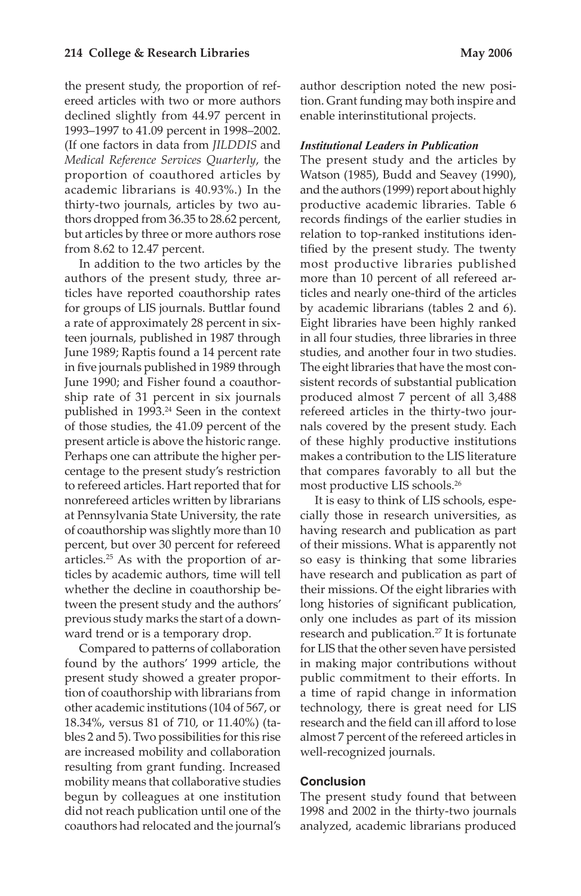the present study, the proportion of refereed articles with two or more authors declined slightly from 44.97 percent in 1993–1997 to 41.09 percent in 1998–2002. (If one factors in data from *JILDDIS* and *Medical Reference Services Quarterly*, the proportion of coauthored articles by academic librarians is 40.93%.) In the thirty-two journals, articles by two authors dropped from 36.35 to 28.62 percent, but articles by three or more authors rose from 8.62 to 12.47 percent.

In addition to the two articles by the authors of the present study, three articles have reported coauthorship rates for groups of LIS journals. Buttlar found a rate of approximately 28 percent in sixteen journals, published in 1987 through June 1989; Raptis found a 14 percent rate in five journals published in 1989 through June 1990; and Fisher found a coauthorship rate of 31 percent in six journals published in 1993.[24] Seen in the context of those studies, the 41.09 percent of the present article is above the historic range. Perhaps one can attribute the higher percentage to the present study's restriction to refereed articles. Hart reported that for nonrefereed articles written by librarians at Pennsylvania State University, the rate of coauthorship was slightly more than 10 percent, but over 30 percent for refereed articles.[25] As with the proportion of articles by academic authors, time will tell whether the decline in coauthorship between the present study and the authors' previous study marks the start of a downward trend or is a temporary drop.

Compared to patterns of collaboration found by the authors' 1999 article, the present study showed a greater proportion of coauthorship with librarians from other academic institutions (104 of 567, or 18.34%, versus 81 of 710, or 11.40%) (tables 2 and 5). Two possibilities for this rise are increased mobility and collaboration resulting from grant funding. Increased mobility means that collaborative studies begun by colleagues at one institution did not reach publication until one of the coauthors had relocated and the journal's author description noted the new position. Grant funding may both inspire and enable interinstitutional projects.

### *Institutional Leaders in Publication*

The present study and the articles by Watson (1985), Budd and Seavey (1990), and the authors (1999) report about highly productive academic libraries. Table 6 records findings of the earlier studies in relation to top-ranked institutions identified by the present study. The twenty most productive libraries published more than 10 percent of all refereed articles and nearly one-third of the articles by academic librarians (tables 2 and 6). Eight libraries have been highly ranked in all four studies, three libraries in three studies, and another four in two studies. The eight libraries that have the most consistent records of substantial publication produced almost 7 percent of all 3,488 refereed articles in the thirty-two journals covered by the present study. Each of these highly productive institutions makes a contribution to the LIS literature that compares favorably to all but the most productive LIS schools.[26]

It is easy to think of LIS schools, especially those in research universities, as having research and publication as part of their missions. What is apparently not so easy is thinking that some libraries have research and publication as part of their missions. Of the eight libraries with long histories of significant publication, only one includes as part of its mission research and publication.[27] It is fortunate for LIS that the other seven have persisted in making major contributions without public commitment to their efforts. In a time of rapid change in information technology, there is great need for LIS research and the field can ill afford to lose almost 7 percent of the refereed articles in well-recognized journals.

## Conclusion

The present study found that between 1998 and 2002 in the thirty-two journals analyzed, academic librarians produced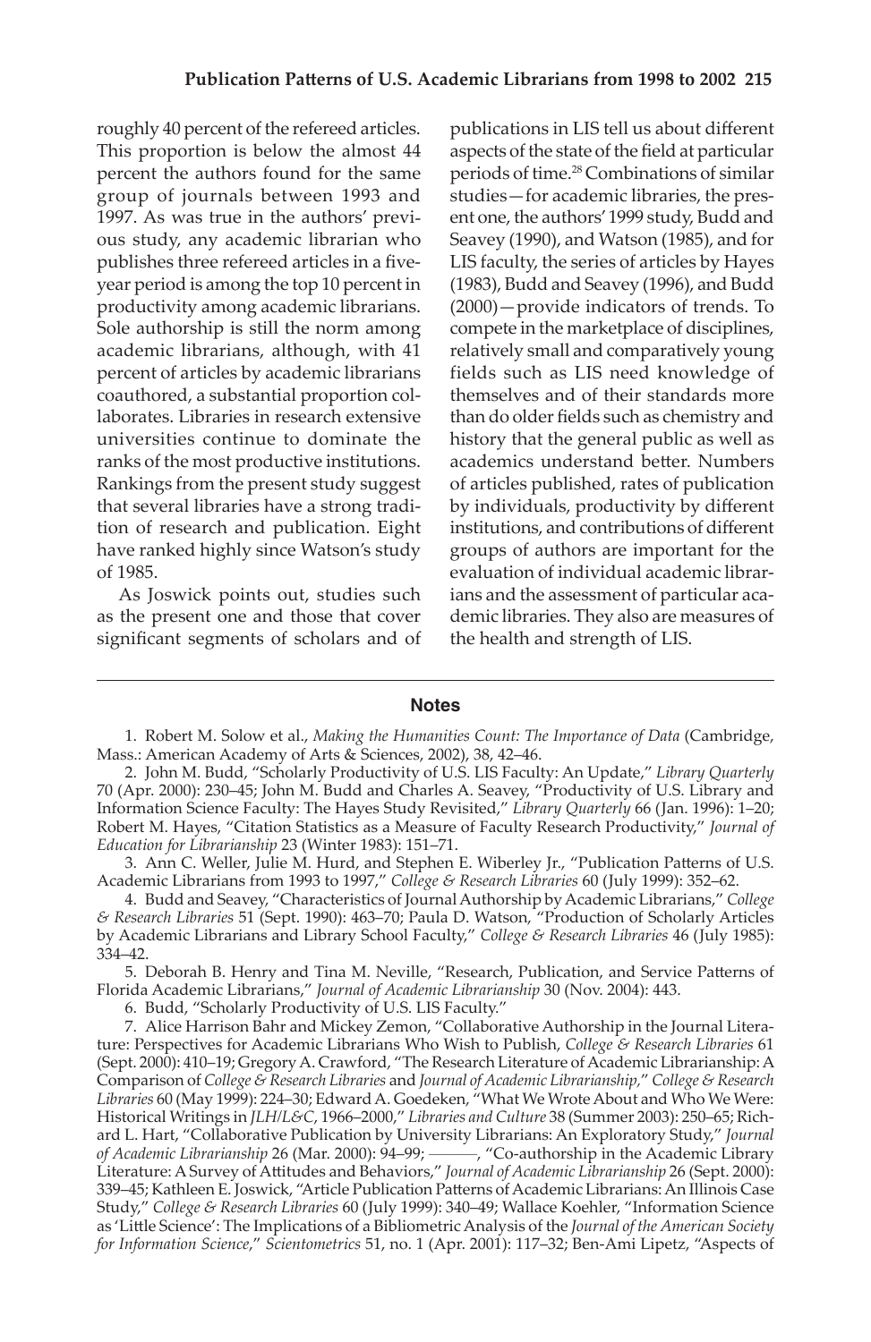roughly 40 percent of the refereed articles. This proportion is below the almost 44 percent the authors found for the same group of journals between 1993 and 1997. As was true in the authors' previous study, any academic librarian who publishes three refereed articles in a five-year period is among the top 10 percent in productivity among academic librarians. Sole authorship is still the norm among academic librarians, although, with 41 percent of articles by academic librarians coauthored, a substantial proportion collaborates. Libraries in research extensive universities continue to dominate the ranks of the most productive institutions. Rankings from the present study suggest that several libraries have a strong tradition of research and publication. Eight have ranked highly since Watson's study of 1985.

As Joswick points out, studies such as the present one and those that cover significant segments of scholars and of publications in LIS tell us about different aspects of the state of the field at particular periods of time.[28] Combinations of similar studies—for academic libraries, the present one, the authors' 1999 study, Budd and Seavey (1990), and Watson (1985), and for LIS faculty, the series of articles by Hayes (1983), Budd and Seavey (1996), and Budd (2000)—provide indicators of trends. To compete in the marketplace of disciplines, relatively small and comparatively young fields such as LIS need knowledge of themselves and of their standards more than do older fields such as chemistry and history that the general public as well as academics understand better. Numbers of articles published, rates of publication by individuals, productivity by different institutions, and contributions of different groups of authors are important for the evaluation of individual academic librarians and the assessment of particular academic libraries. They also are measures of the health and strength of LIS.

## Notes

1. Robert M. Solow et al., *Making the Humanities Count: The Importance of Data* (Cambridge, Mass.: American Academy of Arts & Sciences, 2002), 38, 42–46.

2. John M. Budd, "Scholarly Productivity of U.S. LIS Faculty: An Update," *Library Quarterly* 70 (Apr. 2000): 230–45; John M. Budd and Charles A. Seavey, "Productivity of U.S. Library and Information Science Faculty: The Hayes Study Revisited," *Library Quarterly* 66 (Jan. 1996): 1–20; Robert M. Hayes, "Citation Statistics as a Measure of Faculty Research Productivity," *Journal of Education for Librarianship* 23 (Winter 1983): 151–71.

3. Ann C. Weller, Julie M. Hurd, and Stephen E. Wiberley Jr., "Publication Patterns of U.S. Academic Librarians from 1993 to 1997," *College & Research Libraries* 60 (July 1999): 352–62.

4. Budd and Seavey, "Characteristics of Journal Authorship by Academic Librarians," *College & Research Libraries* 51 (Sept. 1990): 463–70; Paula D. Watson, "Production of Scholarly Articles by Academic Librarians and Library School Faculty," *College & Research Libraries* 46 (July 1985): 334–42.

5. Deborah B. Henry and Tina M. Neville, "Research, Publication, and Service Patterns of Florida Academic Librarians," *Journal of Academic Librarianship* 30 (Nov. 2004): 443.

6. Budd, "Scholarly Productivity of U.S. LIS Faculty."

7. Alice Harrison Bahr and Mickey Zemon, "Collaborative Authorship in the Journal Literature: Perspectives for Academic Librarians Who Wish to Publish, *College & Research Libraries* 61 (Sept. 2000): 410–19; Gregory A. Crawford, "The Research Literature of Academic Librarianship: A Comparison of *College & Research Libraries* and *Journal of Academic Librarianship*," *College & Research Libraries* 60 (May 1999): 224–30; Edward A. Goedeken, "What We Wrote About and Who We Were: Historical Writings in *JLH/L&C*, 1966–2000," *Libraries and Culture* 38 (Summer 2003): 250–65; Richard L. Hart, "Collaborative Publication by University Librarians: An Exploratory Study," *Journal of Academic Librarianship* 26 (Mar. 2000): 94–99; ———, "Co-authorship in the Academic Library Literature: A Survey of Attitudes and Behaviors," *Journal of Academic Librarianship* 26 (Sept. 2000): 339–45; Kathleen E. Joswick, "Article Publication Patterns of Academic Librarians: An Illinois Case Study," *College & Research Libraries* 60 (July 1999): 340–49; Wallace Koehler, "Information Science as 'Little Science': The Implications of a Bibliometric Analysis of the *Journal of the American Society for Information Science*," *Scientometrics* 51, no. 1 (Apr. 2001): 117–32; Ben-Ami Lipetz, "Aspects of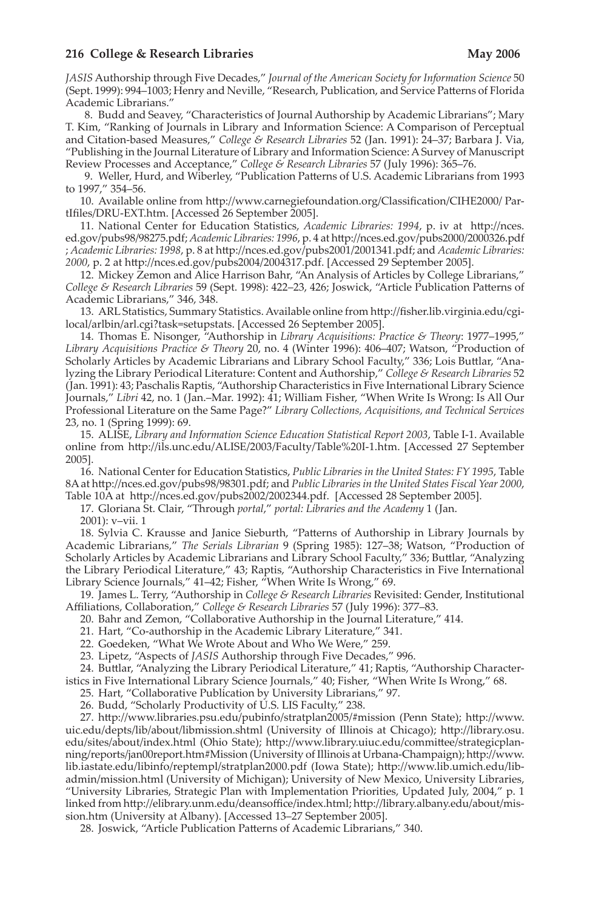*JASIS* Authorship through Five Decades," *Journal of the American Society for Information Science* 50 (Sept. 1999): 994–1003; Henry and Neville, "Research, Publication, and Service Patterns of Florida Academic Librarians."

8. Budd and Seavey, "Characteristics of Journal Authorship by Academic Librarians"; Mary T. Kim, "Ranking of Journals in Library and Information Science: A Comparison of Perceptual and Citation-based Measures," *College & Research Libraries* 52 (Jan. 1991): 24–37; Barbara J. Via, "Publishing in the Journal Literature of Library and Information Science: A Survey of Manuscript Review Processes and Acceptance," *College & Research Libraries* 57 (July 1996): 365–76.

9. Weller, Hurd, and Wiberley, "Publication Patterns of U.S. Academic Librarians from 1993 to 1997," 354–56.

10. Available online from http://www.carnegiefoundation.org/Classification/CIHE2000/ PartIfiles/DRU-EXT.htm. [Accessed 26 September 2005].

11. National Center for Education Statistics, *Academic Libraries: 1994*, p. iv at http://nces.ed.gov/pubs98/98275.pdf; *Academic Libraries: 1996*, p. 4 at http://nces.ed.gov/pubs2000/2000326.pdf ; *Academic Libraries: 1998*, p. 8 at http://nces.ed.gov/pubs2001/2001341.pdf; and *Academic Libraries: 2000*, p. 2 at http://nces.ed.gov/pubs2004/2004317.pdf. [Accessed 29 September 2005].

12. Mickey Zemon and Alice Harrison Bahr, "An Analysis of Articles by College Librarians," *College & Research Libraries* 59 (Sept. 1998): 422–23, 426; Joswick, "Article Publication Patterns of Academic Librarians," 346, 348.

13. ARL Statistics, Summary Statistics. Available online from http://fisher.lib.virginia.edu/cgi-local/arlbin/arl.cgi?task=setupstats. [Accessed 26 September 2005].

14. Thomas E. Nisonger, "Authorship in *Library Acquisitions: Practice & Theory*: 1977–1995," *Library Acquisitions Practice & Theory* 20, no. 4 (Winter 1996): 406–407; Watson, "Production of Scholarly Articles by Academic Librarians and Library School Faculty," 336; Lois Buttlar, "Analyzing the Library Periodical Literature: Content and Authorship," *College & Research Libraries* 52 (Jan. 1991): 43; Paschalis Raptis, "Authorship Characteristics in Five International Library Science Journals," *Libri* 42, no. 1 (Jan.–Mar. 1992): 41; William Fisher, "When Write Is Wrong: Is All Our Professional Literature on the Same Page?" *Library Collections, Acquisitions, and Technical Services* 23, no. 1 (Spring 1999): 69.

15. ALISE, *Library and Information Science Education Statistical Report 2003*, Table I-1. Available online from http://ils.unc.edu/ALISE/2003/Faculty/Table%20I-1.htm. [Accessed 27 September 2005].

16. National Center for Education Statistics, *Public Libraries in the United States: FY 1995*, Table 8A at http://nces.ed.gov/pubs98/98301.pdf; and *Public Libraries in the United States Fiscal Year 2000*, Table 10A at http://nces.ed.gov/pubs2002/2002344.pdf. [Accessed 28 September 2005].

17. Gloriana St. Clair, "Through *portal*," *portal: Libraries and the Academy* 1 (Jan. 2001): v–vii. 1

18. Sylvia C. Krausse and Janice Sieburth, "Patterns of Authorship in Library Journals by Academic Librarians," *The Serials Librarian* 9 (Spring 1985): 127–38; Watson, "Production of Scholarly Articles by Academic Librarians and Library School Faculty," 336; Buttlar, "Analyzing the Library Periodical Literature," 43; Raptis, "Authorship Characteristics in Five International Library Science Journals," 41–42; Fisher, "When Write Is Wrong," 69.

19. James L. Terry, "Authorship in *College & Research Libraries* Revisited: Gender, Institutional Affiliations, Collaboration," *College & Research Libraries* 57 (July 1996): 377–83.

20. Bahr and Zemon, "Collaborative Authorship in the Journal Literature," 414.

21. Hart, "Co-authorship in the Academic Library Literature," 341.

22. Goedeken, "What We Wrote About and Who We Were," 259.

23. Lipetz, "Aspects of *JASIS* Authorship through Five Decades," 996.

24. Buttlar, "Analyzing the Library Periodical Literature," 41; Raptis, "Authorship Characteristics in Five International Library Science Journals," 40; Fisher, "When Write Is Wrong," 68.

25. Hart, "Collaborative Publication by University Librarians," 97.

26. Budd, "Scholarly Productivity of U.S. LIS Faculty," 238.

27. http://www.libraries.psu.edu/pubinfo/stratplan2005/#mission (Penn State); http://www.uic.edu/depts/lib/about/libmission.shtml (University of Illinois at Chicago); http://library.osu.edu/sites/about/index.html (Ohio State); http://www.library.uiuc.edu/committee/strategicplanning/reports/jan00report.htm#Mission (University of Illinois at Urbana-Champaign); http://www.lib.iastate.edu/libinfo/reptempl/stratplan2000.pdf (Iowa State); http://www.lib.umich.edu/libadmin/mission.html (University of Michigan); University of New Mexico, University Libraries, "University Libraries, Strategic Plan with Implementation Priorities, Updated July, 2004," p. 1 linked from http://elibrary.unm.edu/deansoffice/index.html; http://library.albany.edu/about/mission.htm (University at Albany). [Accessed 13–27 September 2005].

28. Joswick, "Article Publication Patterns of Academic Librarians," 340.